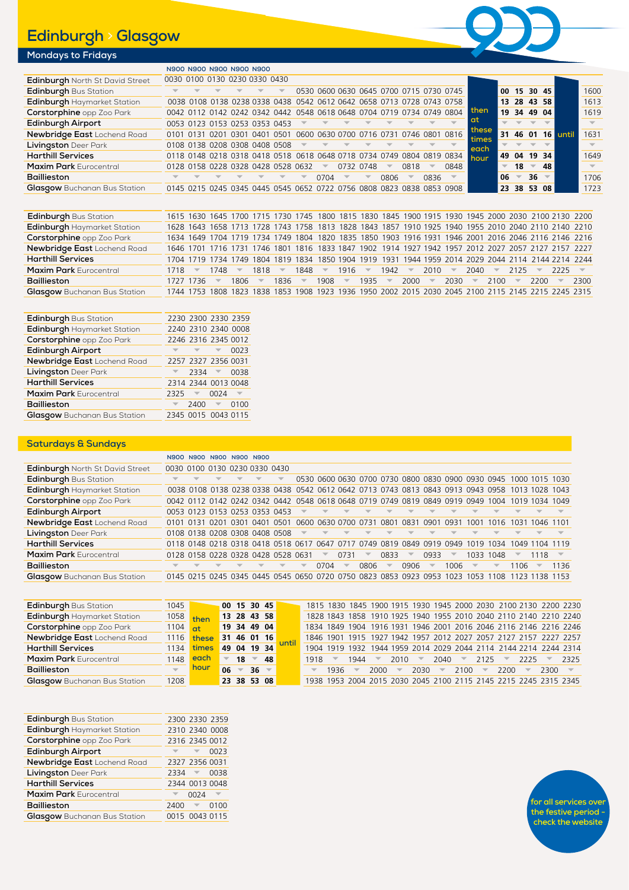# Edinburgh › Glasgow

## Mondays to Fridays

| | N900 | N900 | N900 | N900 | N900 | | | | | | | | | | | | | | | | |
|---|---|---|---|---|---|---|---|---|---|---|---|---|---|---|---|---|---|---|---|---|---|
| **Edinburgh** North St David Street | 0030 | 0100 | 0130 | 0230 | 0330 | 0430 | | | | | | | | | | | | | | | |
| **Edinburgh** Bus Station | ▼ | ▼ | ▼ | ▼ | ▼ | ▼ | 0530 | 0600 | 0630 | 0645 | 0700 | 0715 | 0730 | 0745 | then at these times each hour | 00 | 15 | 30 | 45 | until | 1600 |
| **Edinburgh** Haymarket Station | 0038 | 0108 | 0138 | 0238 | 0338 | 0438 | 0542 | 0612 | 0642 | 0658 | 0713 | 0728 | 0743 | 0758 | | 13 | 28 | 43 | 58 | | 1613 |
| **Corstorphine** opp Zoo Park | 0042 | 0112 | 0142 | 0242 | 0342 | 0442 | 0548 | 0618 | 0648 | 0704 | 0719 | 0734 | 0749 | 0804 | | 19 | 34 | 49 | 04 | | 1619 |
| **Edinburgh Airport** | 0053 | 0123 | 0153 | 0253 | 0353 | 0453 | ▼ | ▼ | ▼ | ▼ | ▼ | ▼ | ▼ | ▼ | | ▼ | ▼ | ▼ | ▼ | | ▼ |
| **Newbridge East** Lochend Road | 0101 | 0131 | 0201 | 0301 | 0401 | 0501 | 0600 | 0630 | 0700 | 0716 | 0731 | 0746 | 0801 | 0816 | | 31 | 46 | 01 | 16 | | 1631 |
| **Livingston** Deer Park | 0108 | 0138 | 0208 | 0308 | 0408 | 0508 | ▼ | ▼ | ▼ | ▼ | ▼ | ▼ | ▼ | ▼ | | ▼ | ▼ | ▼ | ▼ | | ▼ |
| **Harthill Services** | 0118 | 0148 | 0218 | 0318 | 0418 | 0518 | 0618 | 0648 | 0718 | 0734 | 0749 | 0804 | 0819 | 0834 | | 49 | 04 | 19 | 34 | | 1649 |
| **Maxim Park** Eurocentral | 0128 | 0158 | 0228 | 0328 | 0428 | 0528 | 0632 | ▼ | 0732 | 0748 | ▼ | 0818 | ▼ | 0848 | | ▼ | 18 | ▼ | 48 | | |
| **Baillieston** | ▼ | ▼ | ▼ | ▼ | ▼ | ▼ | ▼ | 0704 | ▼ | ▼ | 0806 | ▼ | 0836 | ▼ | | 06 | ▼ | 36 | ▼ | | 1706 |
| **Glasgow** Buchanan Bus Station | 0145 | 0215 | 0245 | 0345 | 0445 | 0545 | 0652 | 0722 | 0756 | 0808 | 0823 | 0838 | 0853 | 0908 | | 23 | 38 | 53 | 08 | | 1723 |

| | | | | | | | | | | | | | | | | | | | | |
|---|---|---|---|---|---|---|---|---|---|---|---|---|---|---|---|---|---|---|---|---|
| **Edinburgh** Bus Station | 1615 | 1630 | 1645 | 1700 | 1715 | 1730 | 1745 | 1800 | 1815 | 1830 | 1845 | 1900 | 1915 | 1930 | 1945 | 2000 | 2030 | 2100 | 2130 | 2200 |
| **Edinburgh** Haymarket Station | 1628 | 1643 | 1658 | 1713 | 1728 | 1743 | 1758 | 1813 | 1828 | 1843 | 1857 | 1910 | 1925 | 1940 | 1955 | 2010 | 2040 | 2110 | 2140 | 2210 |
| **Corstorphine** opp Zoo Park | 1634 | 1649 | 1704 | 1719 | 1734 | 1749 | 1804 | 1820 | 1835 | 1850 | 1903 | 1916 | 1931 | 1946 | 2001 | 2016 | 2046 | 2116 | 2146 | 2216 |
| **Newbridge East** Lochend Road | 1646 | 1701 | 1716 | 1731 | 1746 | 1801 | 1816 | 1833 | 1847 | 1902 | 1914 | 1927 | 1942 | 1957 | 2012 | 2027 | 2057 | 2127 | 2157 | 2227 |
| **Harthill Services** | 1704 | 1719 | 1734 | 1749 | 1804 | 1819 | 1834 | 1850 | 1904 | 1919 | 1931 | 1944 | 1959 | 2014 | 2029 | 2044 | 2114 | 2144 | 2214 | 2244 |
| **Maxim Park** Eurocentral | 1718 | ▼ | 1748 | ▼ | 1818 | ▼ | 1848 | ▼ | 1916 | ▼ | 1942 | ▼ | 2010 | ▼ | 2040 | ▼ | 2125 | ▼ | 2225 | ▼ |
| **Baillieston** | 1727 | 1736 | ▼ | 1806 | ▼ | 1836 | ▼ | 1908 | ▼ | 1935 | ▼ | 2000 | ▼ | 2030 | ▼ | 2100 | ▼ | 2200 | ▼ | 2300 |
| **Glasgow** Buchanan Bus Station | 1744 | 1753 | 1808 | 1823 | 1838 | 1853 | 1908 | 1923 | 1936 | 1950 | 2002 | 2015 | 2030 | 2045 | 2100 | 2115 | 2145 | 2215 | 2245 | 2315 |

| | | | | |
|---|---|---|---|---|
| **Edinburgh** Bus Station | 2230 | 2300 | 2330 | 2359 |
| **Edinburgh** Haymarket Station | 2240 | 2310 | 2340 | 0008 |
| **Corstorphine** opp Zoo Park | 2246 | 2316 | 2345 | 0012 |
| **Edinburgh Airport** | ▼ | ▼ | ▼ | 0023 |
| **Newbridge East** Lochend Road | 2257 | 2327 | 2356 | 0031 |
| **Livingston** Deer Park | ▼ | 2334 | ▼ | 0038 |
| **Harthill Services** | 2314 | 2344 | 0013 | 0048 |
| **Maxim Park** Eurocentral | 2325 | ▼ | 0024 | ▼ |
| **Baillieston** | ▼ | 2400 | ▼ | 0100 |
| **Glasgow** Buchanan Bus Station | 2345 | 0015 | 0043 | 0115 |

## Saturdays & Sundays

| | N900 | N900 | N900 | N900 | N900 | | | | | | | | | | | | | | |
|---|---|---|---|---|---|---|---|---|---|---|---|---|---|---|---|---|---|---|---|
| **Edinburgh** North St David Street | 0030 | 0100 | 0130 | 0230 | 0330 | 0430 | | | | | | | | | | | | | |
| **Edinburgh** Bus Station | ▼ | ▼ | ▼ | ▼ | ▼ | ▼ | 0530 | 0600 | 0630 | 0700 | 0730 | 0800 | 0830 | 0900 | 0930 | 0945 | 1000 | 1015 | 1030 |
| **Edinburgh** Haymarket Station | 0038 | 0108 | 0138 | 0238 | 0338 | 0438 | 0542 | 0612 | 0642 | 0713 | 0743 | 0813 | 0843 | 0913 | 0943 | 0958 | 1013 | 1028 | 1043 |
| **Corstorphine** opp Zoo Park | 0042 | 0112 | 0142 | 0242 | 0342 | 0442 | 0548 | 0618 | 0648 | 0719 | 0749 | 0819 | 0849 | 0919 | 0949 | 1004 | 1019 | 1034 | 1049 |
| **Edinburgh Airport** | 0053 | 0123 | 0153 | 0253 | 0353 | 0453 | ▼ | ▼ | ▼ | ▼ | ▼ | ▼ | ▼ | ▼ | ▼ | ▼ | ▼ | ▼ | ▼ |
| **Newbridge East** Lochend Road | 0101 | 0131 | 0201 | 0301 | 0401 | 0501 | 0600 | 0630 | 0700 | 0731 | 0801 | 0831 | 0901 | 0931 | 1001 | 1016 | 1031 | 1046 | 1101 |
| **Livingston** Deer Park | 0108 | 0138 | 0208 | 0308 | 0408 | 0508 | ▼ | ▼ | ▼ | ▼ | ▼ | ▼ | ▼ | ▼ | ▼ | ▼ | ▼ | ▼ | ▼ |
| **Harthill Services** | 0118 | 0148 | 0218 | 0318 | 0418 | 0518 | 0617 | 0647 | 0717 | 0749 | 0819 | 0849 | 0919 | 0949 | 1019 | 1034 | 1049 | 1104 | 1119 |
| **Maxim Park** Eurocentral | 0128 | 0158 | 0228 | 0328 | 0428 | 0528 | 0631 | ▼ | 0731 | ▼ | 0833 | ▼ | 0933 | ▼ | 1033 | 1048 | ▼ | 1118 | ▼ |
| **Baillieston** | ▼ | ▼ | ▼ | ▼ | ▼ | ▼ | ▼ | 0704 | ▼ | 0806 | ▼ | 0906 | ▼ | 1006 | ▼ | ▼ | 1106 | ▼ | 1136 |
| **Glasgow** Buchanan Bus Station | 0145 | 0215 | 0245 | 0345 | 0445 | 0545 | 0650 | 0720 | 0750 | 0823 | 0853 | 0923 | 0953 | 1023 | 1053 | 1108 | 1123 | 1138 | 1153 |

| | | | | | | | | | | | | | | | | | | | |
|---|---|---|---|---|---|---|---|---|---|---|---|---|---|---|---|---|---|---|---|
| **Edinburgh** Bus Station | 1045 | then at these times each hour | 00 | 15 | 30 | 45 | until | 1815 | 1830 | 1845 | 1900 | 1915 | 1930 | 1945 | 2000 | 2030 | 2100 | 2130 | 2200 | 2230 |
| **Edinburgh** Haymarket Station | 1058 | | 13 | 28 | 43 | 58 | | 1828 | 1843 | 1858 | 1910 | 1925 | 1940 | 1955 | 2010 | 2040 | 2110 | 2140 | 2210 | 2240 |
| **Corstorphine** opp Zoo Park | 1104 | | 19 | 34 | 49 | 04 | | 1834 | 1849 | 1904 | 1916 | 1931 | 1946 | 2001 | 2016 | 2046 | 2116 | 2146 | 2216 | 2246 |
| **Newbridge East** Lochend Road | 1116 | | 31 | 46 | 01 | 16 | | 1846 | 1901 | 1915 | 1927 | 1942 | 1957 | 2012 | 2027 | 2057 | 2127 | 2157 | 2227 | 2257 |
| **Harthill Services** | 1134 | | 49 | 04 | 19 | 34 | | 1904 | 1919 | 1932 | 1944 | 1959 | 2014 | 2029 | 2044 | 2114 | 2144 | 2214 | 2244 | 2314 |
| **Maxim Park** Eurocentral | 1148 | | ▼ | 18 | ▼ | 48 | | 1918 | ▼ | 1944 | ▼ | 2010 | ▼ | 2040 | ▼ | 2125 | ▼ | 2225 | ▼ | 2325 |
| **Baillieston** | ▼ | | 06 | ▼ | 36 | ▼ | | ▼ | 1936 | ▼ | 2000 | ▼ | 2030 | ▼ | 2100 | ▼ | 2200 | ▼ | 2300 | ▼ |
| **Glasgow** Buchanan Bus Station | 1208 | | 23 | 38 | 53 | 08 | | 1938 | 1953 | 2004 | 2015 | 2030 | 2045 | 2100 | 2115 | 2145 | 2215 | 2245 | 2315 | 2345 |

| | | | |
|---|---|---|---|
| **Edinburgh** Bus Station | 2300 | 2330 | 2359 |
| **Edinburgh** Haymarket Station | 2310 | 2340 | 0008 |
| **Corstorphine** opp Zoo Park | 2316 | 2345 | 0012 |
| **Edinburgh Airport** | ▼ | ▼ | 0023 |
| **Newbridge East** Lochend Road | 2327 | 2356 | 0031 |
| **Livingston** Deer Park | 2334 | ▼ | 0038 |
| **Harthill Services** | 2344 | 0013 | 0048 |
| **Maxim Park** Eurocentral | ▼ | 0024 | ▼ |
| **Baillieston** | 2400 | ▼ | 0100 |
| **Glasgow** Buchanan Bus Station | 0015 | 0043 | 0115 |

for all services over the festive period - check the website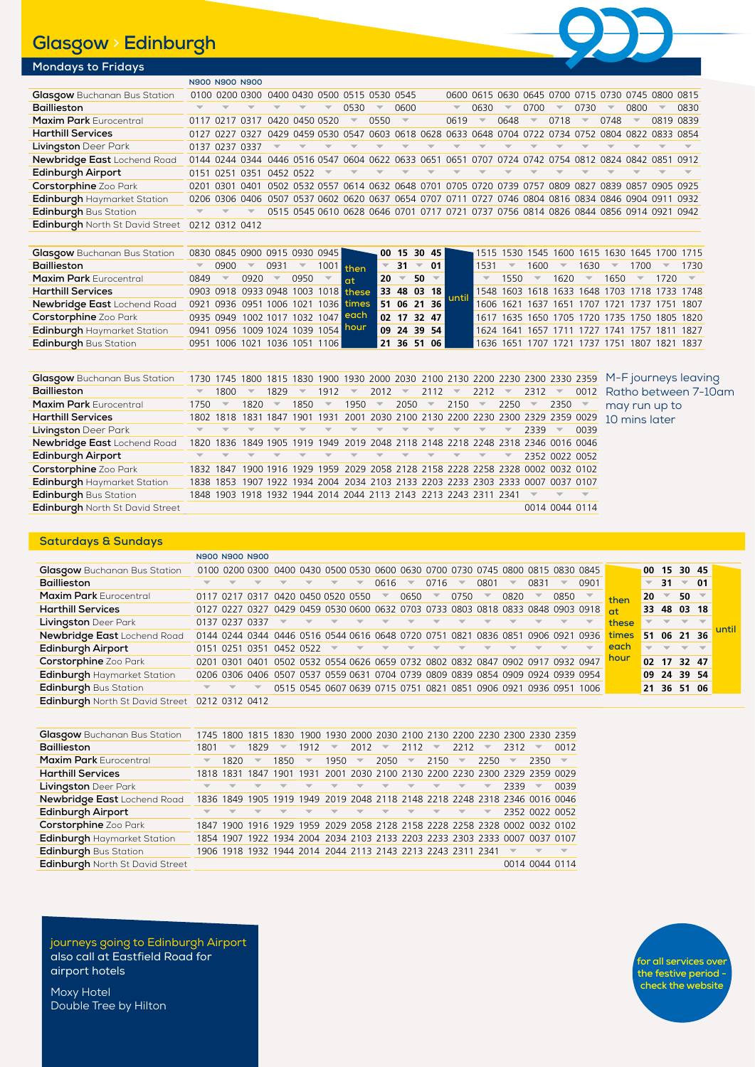# Glasgow > Edinburgh

## Mondays to Fridays

| | N900 | N900 | N900 | | | | | | | | | | | | | | | | | |
|---|---|---|---|---|---|---|---|---|---|---|---|---|---|---|---|---|---|---|---|---|
| **Glasgow** Buchanan Bus Station | 0100 | 0200 | 0300 | 0400 | 0430 | 0500 | 0515 | 0530 | 0545 | | 0600 | 0615 | 0630 | 0645 | 0700 | 0715 | 0730 | 0745 | 0800 | 0815 |
| **Baillieston** | ▼ | ▼ | ▼ | ▼ | ▼ | ▼ | 0530 | ▼ | 0600 | | ▼ | 0630 | ▼ | 0700 | ▼ | 0730 | ▼ | 0800 | ▼ | 0830 |
| **Maxim Park** Eurocentral | 0117 | 0217 | 0317 | 0420 | 0450 | 0520 | ▼ | 0550 | ▼ | | 0619 | ▼ | 0648 | ▼ | 0718 | ▼ | 0748 | ▼ | 0819 | 0839 |
| **Harthill Services** | 0127 | 0227 | 0327 | 0429 | 0459 | 0530 | 0547 | 0603 | 0618 | 0628 | 0633 | 0648 | 0704 | 0722 | 0734 | 0752 | 0804 | 0822 | 0833 | 0854 |
| **Livingston** Deer Park | 0137 | 0237 | 0337 | ▼ | ▼ | ▼ | ▼ | ▼ | ▼ | ▼ | ▼ | ▼ | ▼ | ▼ | ▼ | ▼ | ▼ | ▼ | ▼ | ▼ |
| **Newbridge East** Lochend Road | 0144 | 0244 | 0344 | 0446 | 0516 | 0547 | 0604 | 0622 | 0633 | 0651 | 0651 | 0707 | 0724 | 0742 | 0754 | 0812 | 0824 | 0842 | 0851 | 0912 |
| **Edinburgh Airport** | 0151 | 0251 | 0351 | 0452 | 0522 | ▼ | ▼ | ▼ | ▼ | ▼ | ▼ | ▼ | ▼ | ▼ | ▼ | ▼ | ▼ | ▼ | ▼ | ▼ |
| **Corstorphine** Zoo Park | 0201 | 0301 | 0401 | 0502 | 0532 | 0557 | 0614 | 0632 | 0648 | 0701 | 0705 | 0720 | 0739 | 0757 | 0809 | 0827 | 0839 | 0857 | 0905 | 0925 |
| **Edinburgh** Haymarket Station | 0206 | 0306 | 0406 | 0507 | 0537 | 0602 | 0620 | 0637 | 0654 | 0707 | 0711 | 0727 | 0746 | 0804 | 0816 | 0834 | 0846 | 0904 | 0911 | 0932 |
| **Edinburgh** Bus Station | ▼ | ▼ | ▼ | 0515 | 0545 | 0610 | 0628 | 0646 | 0701 | 0717 | 0721 | 0737 | 0756 | 0814 | 0826 | 0844 | 0856 | 0914 | 0921 | 0942 |
| **Edinburgh** North St David Street | 0212 | 0312 | 0412 | | | | | | | | | | | | | | | | | |

| | | | | | | | then at these times each hour | | | | | until | | | | | | | | | |
|---|---|---|---|---|---|---|---|---|---|---|---|---|---|---|---|---|---|---|---|---|---|
| **Glasgow** Buchanan Bus Station | 0830 | 0845 | 0900 | 0915 | 0930 | 0945 | | 00 | 15 | 30 | 45 | | 1515 | 1530 | 1545 | 1600 | 1615 | 1630 | 1645 | 1700 | 1715 |
| **Baillieston** | ▼ | 0900 | ▼ | 0931 | ▼ | 1001 | | ▼ | 31 | ▼ | 01 | | 1531 | ▼ | 1600 | ▼ | 1630 | ▼ | 1700 | ▼ | 1730 |
| **Maxim Park** Eurocentral | 0849 | ▼ | 0920 | ▼ | 0950 | ▼ | | 20 | ▼ | 50 | ▼ | | ▼ | 1550 | ▼ | 1620 | ▼ | 1650 | ▼ | 1720 | ▼ |
| **Harthill Services** | 0903 | 0918 | 0933 | 0948 | 1003 | 1018 | | 33 | 48 | 03 | 18 | | 1548 | 1603 | 1618 | 1633 | 1648 | 1703 | 1718 | 1733 | 1748 |
| **Newbridge East** Lochend Road | 0921 | 0936 | 0951 | 1006 | 1021 | 1036 | | 51 | 06 | 21 | 36 | | 1606 | 1621 | 1637 | 1651 | 1707 | 1721 | 1737 | 1751 | 1807 |
| **Corstorphine** Zoo Park | 0935 | 0949 | 1002 | 1017 | 1032 | 1047 | | 02 | 17 | 32 | 47 | | 1617 | 1635 | 1650 | 1705 | 1720 | 1735 | 1750 | 1805 | 1820 |
| **Edinburgh** Haymarket Station | 0941 | 0956 | 1009 | 1024 | 1039 | 1054 | | 09 | 24 | 39 | 54 | | 1624 | 1641 | 1657 | 1711 | 1727 | 1741 | 1757 | 1811 | 1827 |
| **Edinburgh** Bus Station | 0951 | 1006 | 1021 | 1036 | 1051 | 1106 | | 21 | 36 | 51 | 06 | | 1636 | 1651 | 1707 | 1721 | 1737 | 1751 | 1807 | 1821 | 1837 |

| | | | | | | | | | | | | | | | | |
|---|---|---|---|---|---|---|---|---|---|---|---|---|---|---|---|---|
| **Glasgow** Buchanan Bus Station | 1730 | 1745 | 1800 | 1815 | 1830 | 1900 | 1930 | 2000 | 2030 | 2100 | 2130 | 2200 | 2230 | 2300 | 2330 | 2359 |
| **Baillieston** | ▼ | 1800 | ▼ | 1829 | ▼ | 1912 | ▼ | 2012 | ▼ | 2112 | ▼ | 2212 | ▼ | 2312 | ▼ | 0012 |
| **Maxim Park** Eurocentral | 1750 | ▼ | 1820 | ▼ | 1850 | ▼ | 1950 | ▼ | 2050 | ▼ | 2150 | ▼ | 2250 | ▼ | 2350 | ▼ |
| **Harthill Services** | 1802 | 1818 | 1831 | 1847 | 1901 | 1931 | 2001 | 2030 | 2100 | 2130 | 2200 | 2230 | 2300 | 2329 | 2359 | 0029 |
| **Livingston** Deer Park | ▼ | ▼ | ▼ | ▼ | ▼ | ▼ | ▼ | ▼ | ▼ | ▼ | ▼ | ▼ | ▼ | 2339 | ▼ | 0039 |
| **Newbridge East** Lochend Road | 1820 | 1836 | 1849 | 1905 | 1919 | 1949 | 2019 | 2048 | 2118 | 2148 | 2218 | 2248 | 2318 | 2346 | 0016 | 0046 |
| **Edinburgh Airport** | ▼ | ▼ | ▼ | ▼ | ▼ | ▼ | ▼ | ▼ | ▼ | ▼ | ▼ | ▼ | ▼ | 2352 | 0022 | 0052 |
| **Corstorphine** Zoo Park | 1832 | 1847 | 1900 | 1916 | 1929 | 1959 | 2029 | 2058 | 2128 | 2158 | 2228 | 2258 | 2328 | 0002 | 0032 | 0102 |
| **Edinburgh** Haymarket Station | 1838 | 1853 | 1907 | 1922 | 1934 | 2004 | 2034 | 2103 | 2133 | 2203 | 2233 | 2303 | 2333 | 0007 | 0037 | 0107 |
| **Edinburgh** Bus Station | 1848 | 1903 | 1918 | 1932 | 1944 | 2014 | 2044 | 2113 | 2143 | 2213 | 2243 | 2311 | 2341 | ▼ | ▼ | ▼ |
| **Edinburgh** North St David Street | | | | | | | | | | | | | | 0014 | 0044 | 0114 |

M-F journeys leaving Ratho between 7-10am may run up to 10 mins later

## Saturdays & Sundays

| | N900 | N900 | N900 | | | | | | | | | | | | | | then at these times each hour | | | | | until |
|---|---|---|---|---|---|---|---|---|---|---|---|---|---|---|---|---|---|---|---|---|---|---|
| **Glasgow** Buchanan Bus Station | 0100 | 0200 | 0300 | 0400 | 0430 | 0500 | 0530 | 0600 | 0630 | 0700 | 0730 | 0745 | 0800 | 0815 | 0830 | 0845 | | 00 | 15 | 30 | 45 | |
| **Baillieston** | ▼ | ▼ | ▼ | ▼ | ▼ | ▼ | ▼ | 0616 | ▼ | 0716 | ▼ | 0801 | ▼ | 0831 | ▼ | 0901 | | ▼ | 31 | ▼ | 01 | |
| **Maxim Park** Eurocentral | 0117 | 0217 | 0317 | 0420 | 0450 | 0520 | 0550 | ▼ | 0650 | ▼ | 0750 | ▼ | 0820 | ▼ | 0850 | ▼ | | 20 | ▼ | 50 | ▼ | |
| **Harthill Services** | 0127 | 0227 | 0327 | 0429 | 0459 | 0530 | 0600 | 0632 | 0703 | 0733 | 0803 | 0818 | 0833 | 0848 | 0903 | 0918 | | 33 | 48 | 03 | 18 | |
| **Livingston** Deer Park | 0137 | 0237 | 0337 | ▼ | ▼ | ▼ | ▼ | ▼ | ▼ | ▼ | ▼ | ▼ | ▼ | ▼ | ▼ | ▼ | | ▼ | ▼ | ▼ | ▼ | |
| **Newbridge East** Lochend Road | 0144 | 0244 | 0344 | 0446 | 0516 | 0544 | 0616 | 0648 | 0720 | 0751 | 0821 | 0836 | 0851 | 0906 | 0921 | 0936 | | 51 | 06 | 21 | 36 | |
| **Edinburgh Airport** | 0151 | 0251 | 0351 | 0452 | 0522 | ▼ | ▼ | ▼ | ▼ | ▼ | ▼ | ▼ | ▼ | ▼ | ▼ | ▼ | | ▼ | ▼ | ▼ | ▼ | |
| **Corstorphine** Zoo Park | 0201 | 0301 | 0401 | 0502 | 0532 | 0554 | 0626 | 0659 | 0732 | 0802 | 0832 | 0847 | 0902 | 0917 | 0932 | 0947 | | 02 | 17 | 32 | 47 | |
| **Edinburgh** Haymarket Station | 0206 | 0306 | 0406 | 0507 | 0537 | 0559 | 0631 | 0704 | 0739 | 0809 | 0839 | 0854 | 0909 | 0924 | 0939 | 0954 | | 09 | 24 | 39 | 54 | |
| **Edinburgh** Bus Station | ▼ | ▼ | ▼ | 0515 | 0545 | 0607 | 0639 | 0715 | 0751 | 0821 | 0851 | 0906 | 0921 | 0936 | 0951 | 1006 | | 21 | 36 | 51 | 06 | |
| **Edinburgh** North St David Street | 0212 | 0312 | 0412 | | | | | | | | | | | | | | | | | | | |

| | | | | | | | | | | | | | | | |
|---|---|---|---|---|---|---|---|---|---|---|---|---|---|---|---|
| **Glasgow** Buchanan Bus Station | 1745 | 1800 | 1815 | 1830 | 1900 | 1930 | 2000 | 2030 | 2100 | 2130 | 2200 | 2230 | 2300 | 2330 | 2359 |
| **Baillieston** | 1801 | ▼ | 1829 | ▼ | 1912 | ▼ | 2012 | ▼ | 2112 | ▼ | 2212 | ▼ | 2312 | ▼ | 0012 |
| **Maxim Park** Eurocentral | ▼ | 1820 | ▼ | 1850 | ▼ | 1950 | ▼ | 2050 | ▼ | 2150 | ▼ | 2250 | ▼ | 2350 | ▼ |
| **Harthill Services** | 1818 | 1831 | 1847 | 1901 | 1931 | 2001 | 2030 | 2100 | 2130 | 2200 | 2230 | 2300 | 2329 | 2359 | 0029 |
| **Livingston** Deer Park | ▼ | ▼ | ▼ | ▼ | ▼ | ▼ | ▼ | ▼ | ▼ | ▼ | ▼ | ▼ | 2339 | ▼ | 0039 |
| **Newbridge East** Lochend Road | 1836 | 1849 | 1905 | 1919 | 1949 | 2019 | 2048 | 2118 | 2148 | 2218 | 2248 | 2318 | 2346 | 0016 | 0046 |
| **Edinburgh Airport** | ▼ | ▼ | ▼ | ▼ | ▼ | ▼ | ▼ | ▼ | ▼ | ▼ | ▼ | ▼ | 2352 | 0022 | 0052 |
| **Corstorphine** Zoo Park | 1847 | 1900 | 1916 | 1929 | 1959 | 2029 | 2058 | 2128 | 2158 | 2228 | 2258 | 2328 | 0002 | 0032 | 0102 |
| **Edinburgh** Haymarket Station | 1854 | 1907 | 1922 | 1934 | 2004 | 2034 | 2103 | 2133 | 2203 | 2233 | 2303 | 2333 | 0007 | 0037 | 0107 |
| **Edinburgh** Bus Station | 1906 | 1918 | 1932 | 1944 | 2014 | 2044 | 2113 | 2143 | 2213 | 2243 | 2311 | 2341 | ▼ | ▼ | ▼ |
| **Edinburgh** North St David Street | | | | | | | | | | | | | 0014 | 0044 | 0114 |

journeys going to Edinburgh Airport also call at Eastfield Road for airport hotels

Moxy Hotel
Double Tree by Hilton

for all services over the festive period – check the website